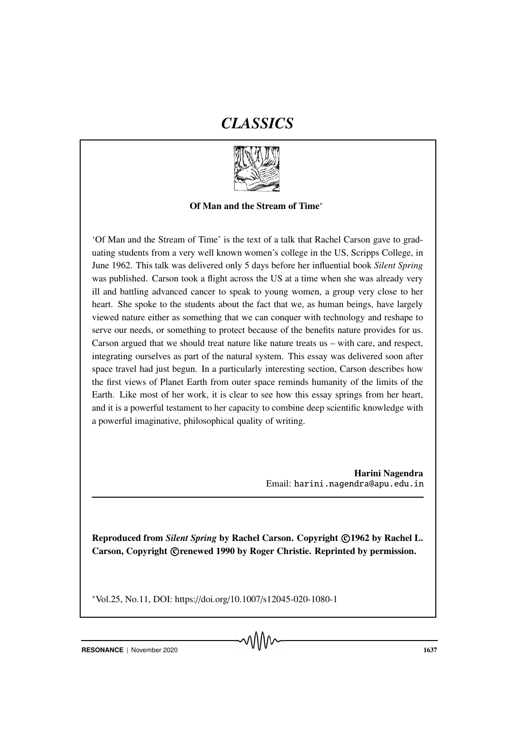# *CLASSICS*

## Of Man and the Stream of Time*

'Of Man and the Stream of Time' is the text of a talk that Rachel Carson gave to graduating students from a very well known women's college in the US, Scripps College, in June 1962. This talk was delivered only 5 days before her influential book *Silent Spring* was published. Carson took a flight across the US at a time when she was already very ill and battling advanced cancer to speak to young women, a group very close to her heart. She spoke to the students about the fact that we, as human beings, have largely viewed nature either as something that we can conquer with technology and reshape to serve our needs, or something to protect because of the benefits nature provides for us. Carson argued that we should treat nature like nature treats us – with care, and respect, integrating ourselves as part of the natural system. This essay was delivered soon after space travel had just begun. In a particularly interesting section, Carson describes how the first views of Planet Earth from outer space reminds humanity of the limits of the Earth. Like most of her work, it is clear to see how this essay springs from her heart, and it is a powerful testament to her capacity to combine deep scientific knowledge with a powerful imaginative, philosophical quality of writing.

**Harini Nagendra**
Email: harini.nagendra@apu.edu.in

---

**Reproduced from *Silent Spring* by Rachel Carson. Copyright ©1962 by Rachel L. Carson, Copyright ©renewed 1990 by Roger Christie. Reprinted by permission.**

*Vol.25, No.11, DOI: https://doi.org/10.1007/s12045-020-1080-1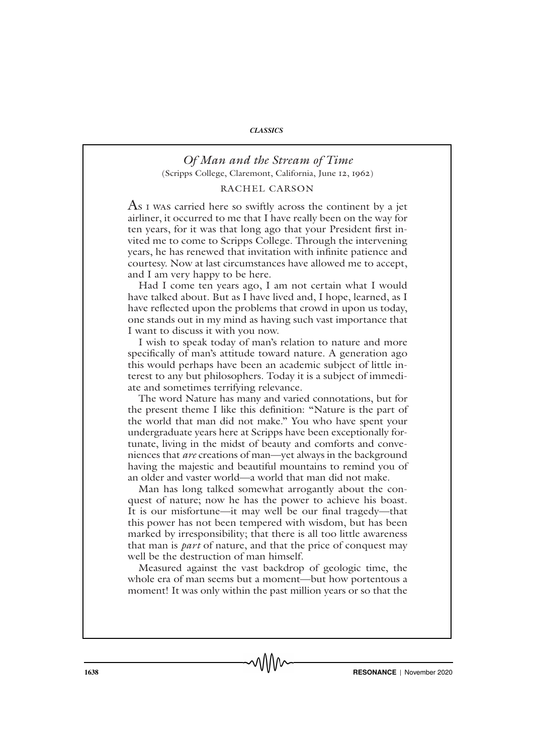# *Of Man and the Stream of Time*

(Scripps College, Claremont, California, June 12, 1962)

RACHEL CARSON

As I was carried here so swiftly across the continent by a jet airliner, it occurred to me that I have really been on the way for ten years, for it was that long ago that your President first invited me to come to Scripps College. Through the intervening years, he has renewed that invitation with infinite patience and courtesy. Now at last circumstances have allowed me to accept, and I am very happy to be here.

Had I come ten years ago, I am not certain what I would have talked about. But as I have lived and, I hope, learned, as I have reflected upon the problems that crowd in upon us today, one stands out in my mind as having such vast importance that I want to discuss it with you now.

I wish to speak today of man's relation to nature and more specifically of man's attitude toward nature. A generation ago this would perhaps have been an academic subject of little interest to any but philosophers. Today it is a subject of immediate and sometimes terrifying relevance.

The word Nature has many and varied connotations, but for the present theme I like this definition: "Nature is the part of the world that man did not make." You who have spent your undergraduate years here at Scripps have been exceptionally fortunate, living in the midst of beauty and comforts and conveniences that *are* creations of man—yet always in the background having the majestic and beautiful mountains to remind you of an older and vaster world—a world that man did not make.

Man has long talked somewhat arrogantly about the conquest of nature; now he has the power to achieve his boast. It is our misfortune—it may well be our final tragedy—that this power has not been tempered with wisdom, but has been marked by irresponsibility; that there is all too little awareness that man is *part* of nature, and that the price of conquest may well be the destruction of man himself.

Measured against the vast backdrop of geologic time, the whole era of man seems but a moment—but how portentous a moment! It was only within the past million years or so that the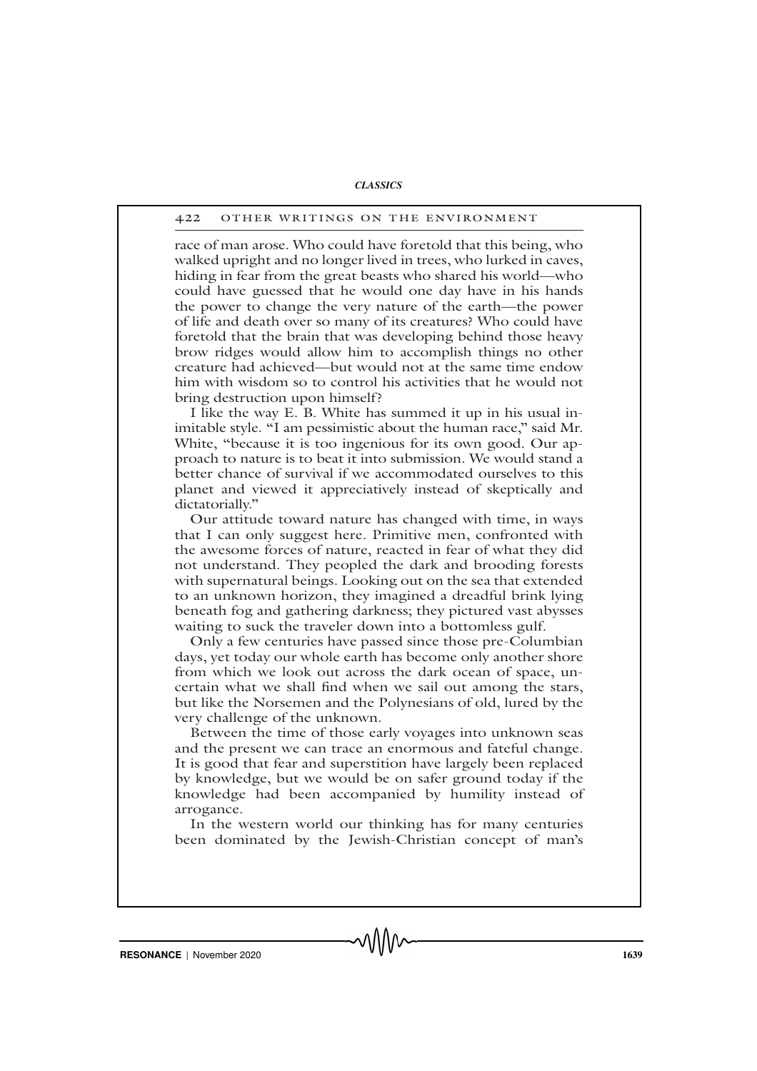race of man arose. Who could have foretold that this being, who walked upright and no longer lived in trees, who lurked in caves, hiding in fear from the great beasts who shared his world—who could have guessed that he would one day have in his hands the power to change the very nature of the earth—the power of life and death over so many of its creatures? Who could have foretold that the brain that was developing behind those heavy brow ridges would allow him to accomplish things no other creature had achieved—but would not at the same time endow him with wisdom so to control his activities that he would not bring destruction upon himself?

I like the way E. B. White has summed it up in his usual inimitable style. "I am pessimistic about the human race," said Mr. White, "because it is too ingenious for its own good. Our approach to nature is to beat it into submission. We would stand a better chance of survival if we accommodated ourselves to this planet and viewed it appreciatively instead of skeptically and dictatorially."

Our attitude toward nature has changed with time, in ways that I can only suggest here. Primitive men, confronted with the awesome forces of nature, reacted in fear of what they did not understand. They peopled the dark and brooding forests with supernatural beings. Looking out on the sea that extended to an unknown horizon, they imagined a dreadful brink lying beneath fog and gathering darkness; they pictured vast abysses waiting to suck the traveler down into a bottomless gulf.

Only a few centuries have passed since those pre-Columbian days, yet today our whole earth has become only another shore from which we look out across the dark ocean of space, uncertain what we shall find when we sail out among the stars, but like the Norsemen and the Polynesians of old, lured by the very challenge of the unknown.

Between the time of those early voyages into unknown seas and the present we can trace an enormous and fateful change. It is good that fear and superstition have largely been replaced by knowledge, but we would be on safer ground today if the knowledge had been accompanied by humility instead of arrogance.

In the western world our thinking has for many centuries been dominated by the Jewish-Christian concept of man's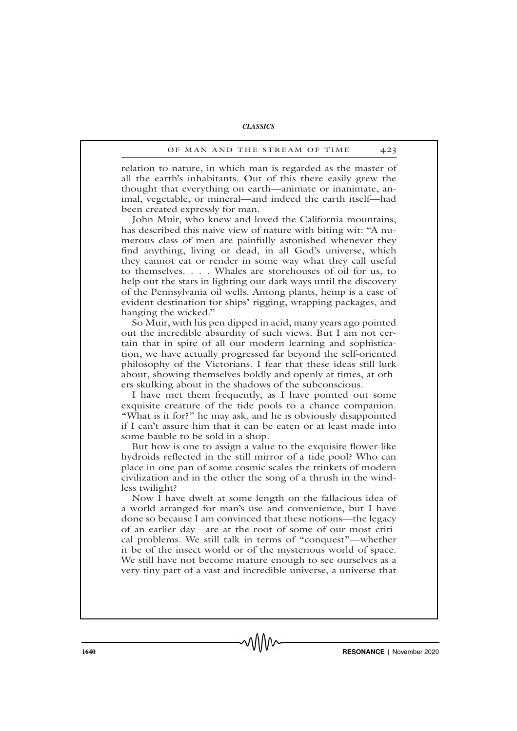relation to nature, in which man is regarded as the master of all the earth's inhabitants. Out of this there easily grew the thought that everything on earth—animate or inanimate, animal, vegetable, or mineral—and indeed the earth itself—had been created expressly for man.

John Muir, who knew and loved the California mountains, has described this naive view of nature with biting wit: "A numerous class of men are painfully astonished whenever they find anything, living or dead, in all God's universe, which they cannot eat or render in some way what they call useful to themselves. . . . Whales are storehouses of oil for us, to help out the stars in lighting our dark ways until the discovery of the Pennsylvania oil wells. Among plants, hemp is a case of evident destination for ships' rigging, wrapping packages, and hanging the wicked."

So Muir, with his pen dipped in acid, many years ago pointed out the incredible absurdity of such views. But I am not certain that in spite of all our modern learning and sophistication, we have actually progressed far beyond the self-oriented philosophy of the Victorians. I fear that these ideas still lurk about, showing themselves boldly and openly at times, at others skulking about in the shadows of the subconscious.

I have met them frequently, as I have pointed out some exquisite creature of the tide pools to a chance companion. "What is it for?" he may ask, and he is obviously disappointed if I can't assure him that it can be eaten or at least made into some bauble to be sold in a shop.

But how is one to assign a value to the exquisite flower-like hydroids reflected in the still mirror of a tide pool? Who can place in one pan of some cosmic scales the trinkets of modern civilization and in the other the song of a thrush in the windless twilight?

Now I have dwelt at some length on the fallacious idea of a world arranged for man's use and convenience, but I have done so because I am convinced that these notions—the legacy of an earlier day—are at the root of some of our most critical problems. We still talk in terms of "conquest"—whether it be of the insect world or of the mysterious world of space. We still have not become mature enough to see ourselves as a very tiny part of a vast and incredible universe, a universe that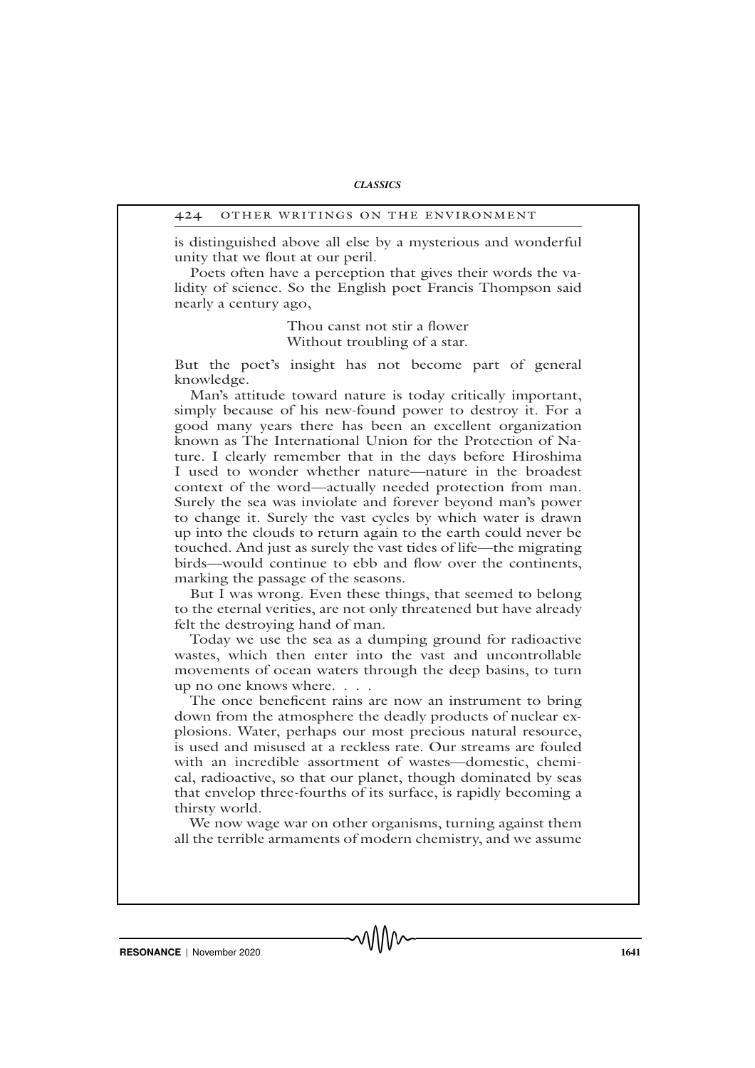is distinguished above all else by a mysterious and wonderful unity that we flout at our peril.

Poets often have a perception that gives their words the validity of science. So the English poet Francis Thompson said nearly a century ago,

> Thou canst not stir a flower
> Without troubling of a star.

But the poet's insight has not become part of general knowledge.

Man's attitude toward nature is today critically important, simply because of his new-found power to destroy it. For a good many years there has been an excellent organization known as The International Union for the Protection of Nature. I clearly remember that in the days before Hiroshima I used to wonder whether nature—nature in the broadest context of the word—actually needed protection from man. Surely the sea was inviolate and forever beyond man's power to change it. Surely the vast cycles by which water is drawn up into the clouds to return again to the earth could never be touched. And just as surely the vast tides of life—the migrating birds—would continue to ebb and flow over the continents, marking the passage of the seasons.

But I was wrong. Even these things, that seemed to belong to the eternal verities, are not only threatened but have already felt the destroying hand of man.

Today we use the sea as a dumping ground for radioactive wastes, which then enter into the vast and uncontrollable movements of ocean waters through the deep basins, to turn up no one knows where. . . .

The once beneficent rains are now an instrument to bring down from the atmosphere the deadly products of nuclear explosions. Water, perhaps our most precious natural resource, is used and misused at a reckless rate. Our streams are fouled with an incredible assortment of wastes—domestic, chemical, radioactive, so that our planet, though dominated by seas that envelop three-fourths of its surface, is rapidly becoming a thirsty world.

We now wage war on other organisms, turning against them all the terrible armaments of modern chemistry, and we assume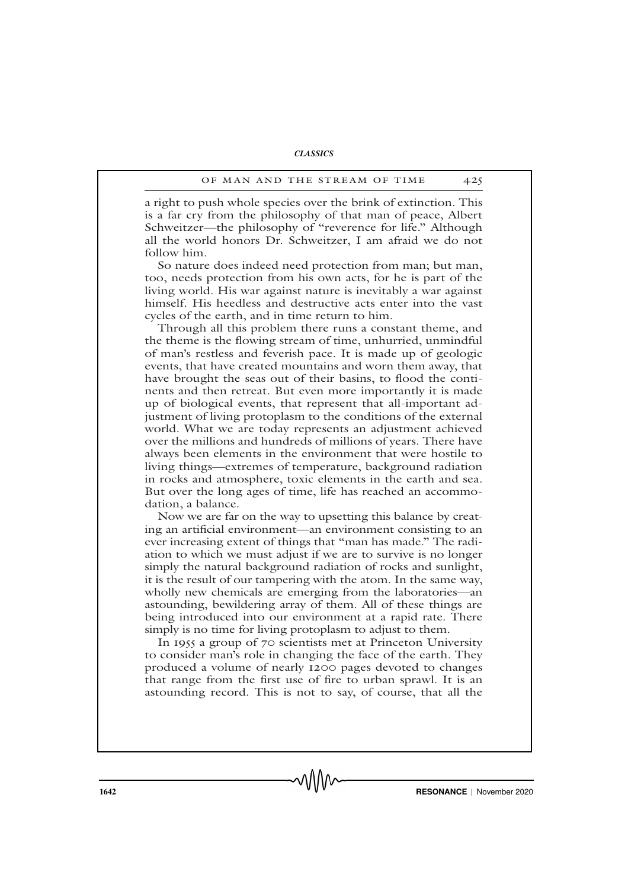a right to push whole species over the brink of extinction. This is a far cry from the philosophy of that man of peace, Albert Schweitzer—the philosophy of "reverence for life." Although all the world honors Dr. Schweitzer, I am afraid we do not follow him.

So nature does indeed need protection from man; but man, too, needs protection from his own acts, for he is part of the living world. His war against nature is inevitably a war against himself. His heedless and destructive acts enter into the vast cycles of the earth, and in time return to him.

Through all this problem there runs a constant theme, and the theme is the flowing stream of time, unhurried, unmindful of man's restless and feverish pace. It is made up of geologic events, that have created mountains and worn them away, that have brought the seas out of their basins, to flood the continents and then retreat. But even more importantly it is made up of biological events, that represent that all-important adjustment of living protoplasm to the conditions of the external world. What we are today represents an adjustment achieved over the millions and hundreds of millions of years. There have always been elements in the environment that were hostile to living things—extremes of temperature, background radiation in rocks and atmosphere, toxic elements in the earth and sea. But over the long ages of time, life has reached an accommodation, a balance.

Now we are far on the way to upsetting this balance by creating an artificial environment—an environment consisting to an ever increasing extent of things that "man has made." The radiation to which we must adjust if we are to survive is no longer simply the natural background radiation of rocks and sunlight, it is the result of our tampering with the atom. In the same way, wholly new chemicals are emerging from the laboratories—an astounding, bewildering array of them. All of these things are being introduced into our environment at a rapid rate. There simply is no time for living protoplasm to adjust to them.

In 1955 a group of 70 scientists met at Princeton University to consider man's role in changing the face of the earth. They produced a volume of nearly 1200 pages devoted to changes that range from the first use of fire to urban sprawl. It is an astounding record. This is not to say, of course, that all the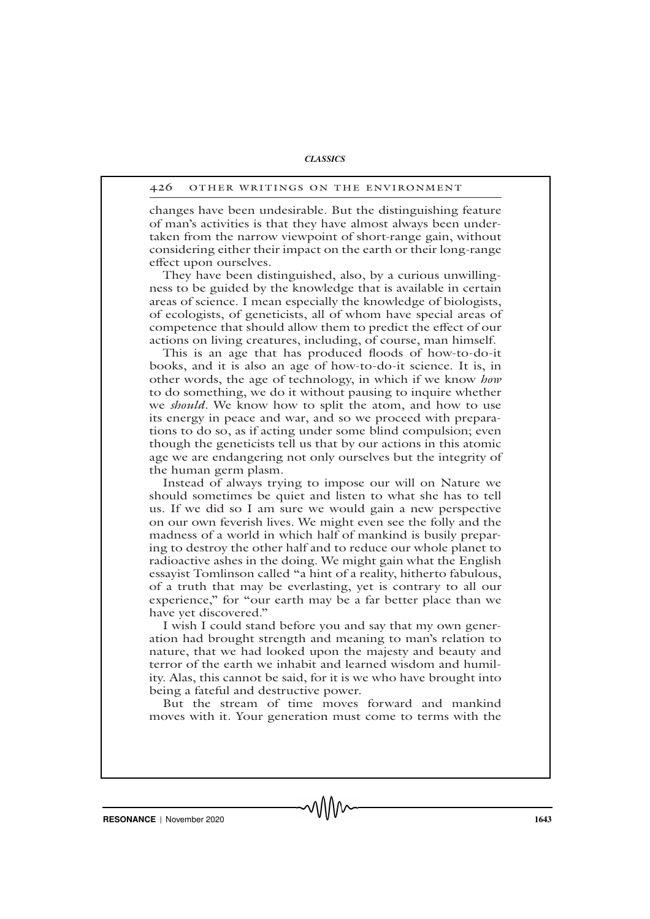changes have been undesirable. But the distinguishing feature of man's activities is that they have almost always been undertaken from the narrow viewpoint of short-range gain, without considering either their impact on the earth or their long-range effect upon ourselves.

They have been distinguished, also, by a curious unwillingness to be guided by the knowledge that is available in certain areas of science. I mean especially the knowledge of biologists, of ecologists, of geneticists, all of whom have special areas of competence that should allow them to predict the effect of our actions on living creatures, including, of course, man himself.

This is an age that has produced floods of how-to-do-it books, and it is also an age of how-to-do-it science. It is, in other words, the age of technology, in which if we know *how* to do something, we do it without pausing to inquire whether we *should*. We know how to split the atom, and how to use its energy in peace and war, and so we proceed with preparations to do so, as if acting under some blind compulsion; even though the geneticists tell us that by our actions in this atomic age we are endangering not only ourselves but the integrity of the human germ plasm.

Instead of always trying to impose our will on Nature we should sometimes be quiet and listen to what she has to tell us. If we did so I am sure we would gain a new perspective on our own feverish lives. We might even see the folly and the madness of a world in which half of mankind is busily preparing to destroy the other half and to reduce our whole planet to radioactive ashes in the doing. We might gain what the English essayist Tomlinson called "a hint of a reality, hitherto fabulous, of a truth that may be everlasting, yet is contrary to all our experience," for "our earth may be a far better place than we have yet discovered."

I wish I could stand before you and say that my own generation had brought strength and meaning to man's relation to nature, that we had looked upon the majesty and beauty and terror of the earth we inhabit and learned wisdom and humility. Alas, this cannot be said, for it is we who have brought into being a fateful and destructive power.

But the stream of time moves forward and mankind moves with it. Your generation must come to terms with the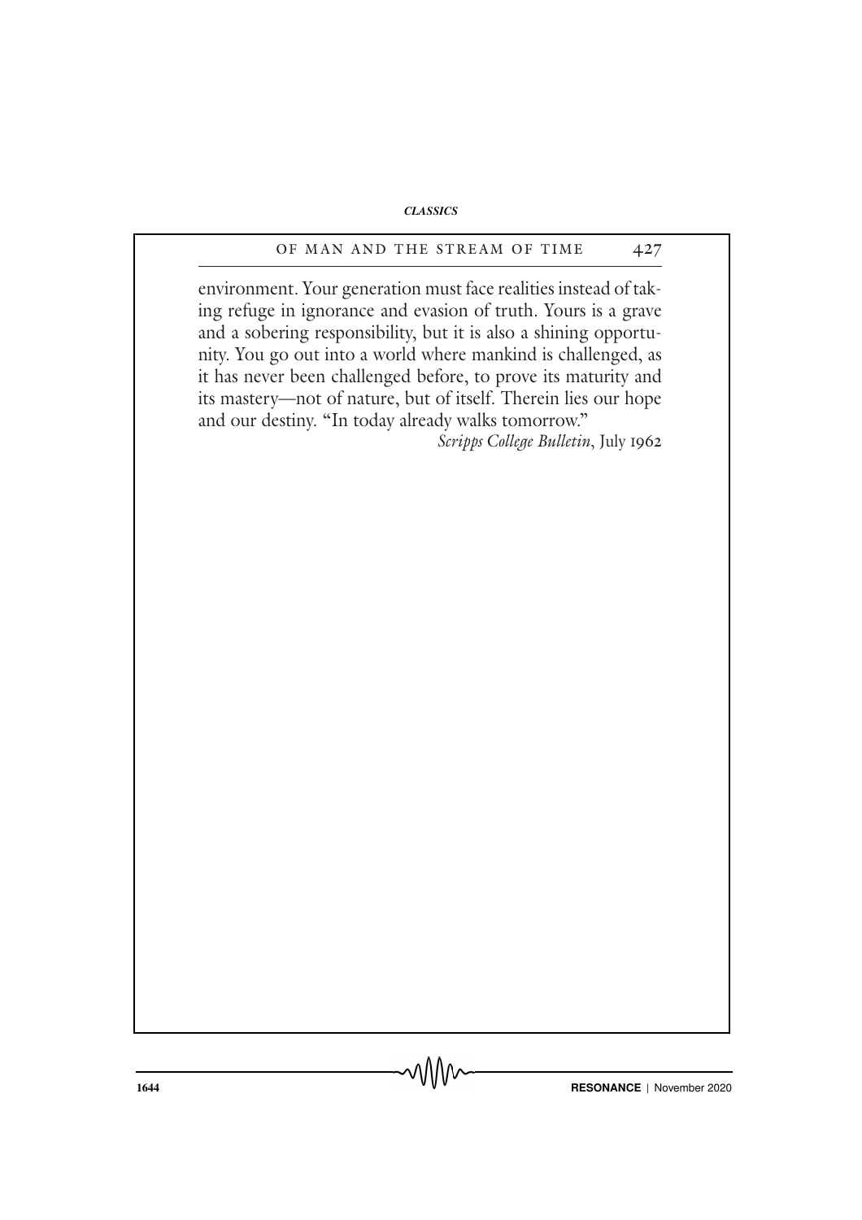environment. Your generation must face realities instead of taking refuge in ignorance and evasion of truth. Yours is a grave and a sobering responsibility, but it is also a shining opportunity. You go out into a world where mankind is challenged, as it has never been challenged before, to prove its maturity and its mastery—not of nature, but of itself. Therein lies our hope and our destiny. "In today already walks tomorrow."

*Scripps College Bulletin*, July 1962